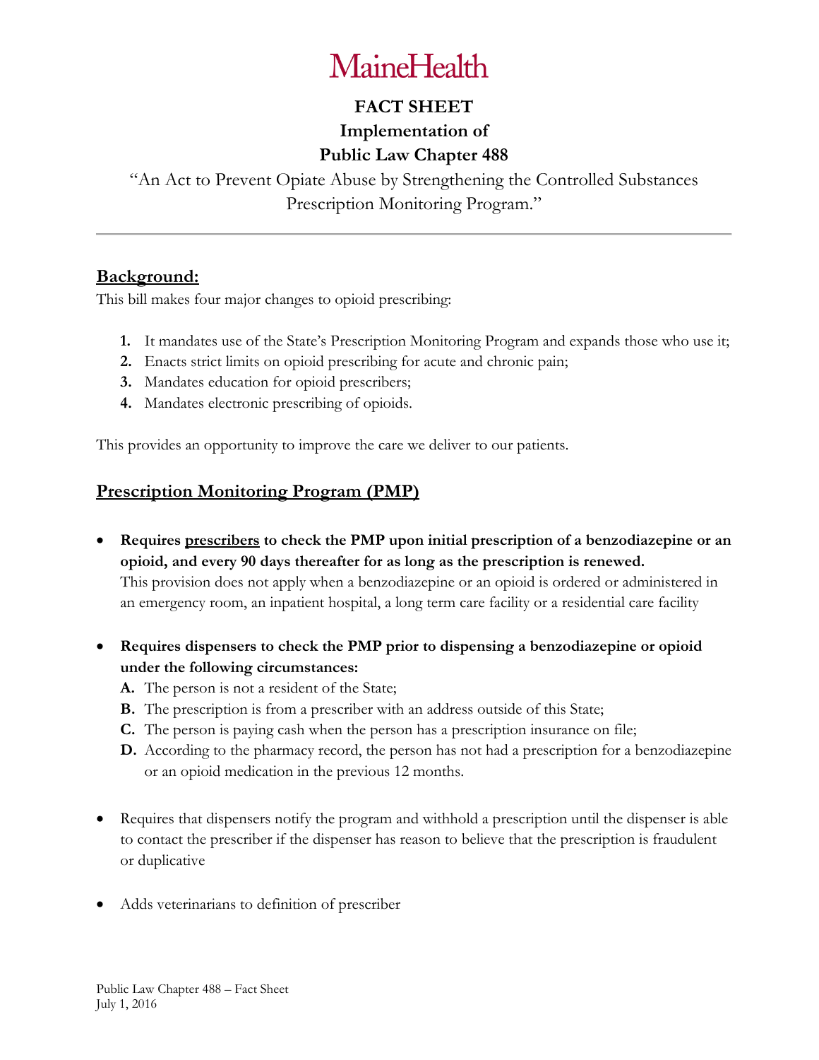MaineHealth

# FACT SHEET
# Implementation of
# Public Law Chapter 488

"An Act to Prevent Opiate Abuse by Strengthening the Controlled Substances Prescription Monitoring Program."

---

## Background:

This bill makes four major changes to opioid prescribing:

1. It mandates use of the State's Prescription Monitoring Program and expands those who use it;
2. Enacts strict limits on opioid prescribing for acute and chronic pain;
3. Mandates education for opioid prescribers;
4. Mandates electronic prescribing of opioids.

This provides an opportunity to improve the care we deliver to our patients.

## Prescription Monitoring Program (PMP)

- **Requires prescribers to check the PMP upon initial prescription of a benzodiazepine or an opioid, and every 90 days thereafter for as long as the prescription is renewed.** This provision does not apply when a benzodiazepine or an opioid is ordered or administered in an emergency room, an inpatient hospital, a long term care facility or a residential care facility

- **Requires dispensers to check the PMP prior to dispensing a benzodiazepine or opioid under the following circumstances:**
  - **A.** The person is not a resident of the State;
  - **B.** The prescription is from a prescriber with an address outside of this State;
  - **C.** The person is paying cash when the person has a prescription insurance on file;
  - **D.** According to the pharmacy record, the person has not had a prescription for a benzodiazepine or an opioid medication in the previous 12 months.

- Requires that dispensers notify the program and withhold a prescription until the dispenser is able to contact the prescriber if the dispenser has reason to believe that the prescription is fraudulent or duplicative

- Adds veterinarians to definition of prescriber

Public Law Chapter 488 – Fact Sheet
July 1, 2016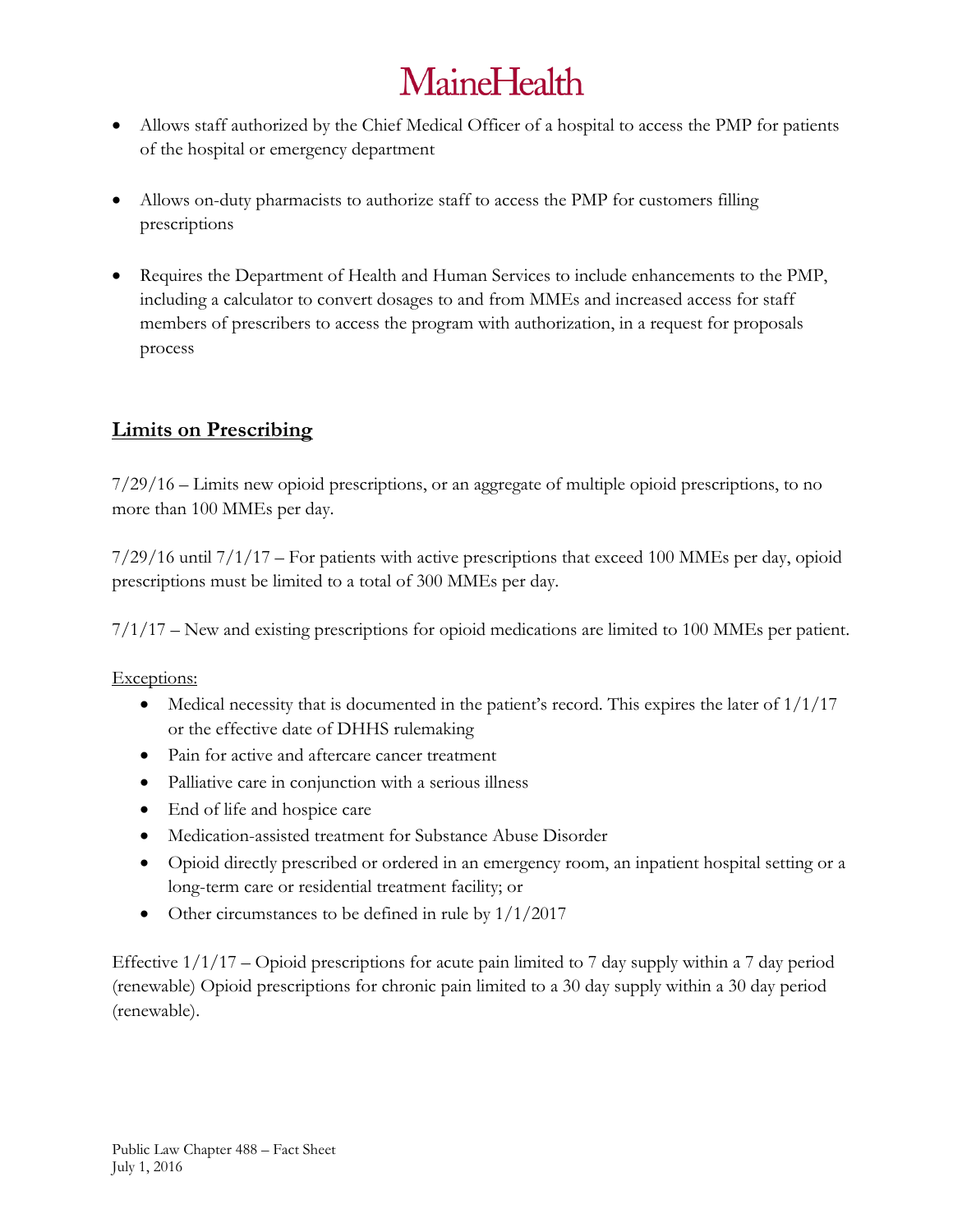- Allows staff authorized by the Chief Medical Officer of a hospital to access the PMP for patients of the hospital or emergency department

- Allows on-duty pharmacists to authorize staff to access the PMP for customers filling prescriptions

- Requires the Department of Health and Human Services to include enhancements to the PMP, including a calculator to convert dosages to and from MMEs and increased access for staff members of prescribers to access the program with authorization, in a request for proposals process

## Limits on Prescribing

7/29/16 – Limits new opioid prescriptions, or an aggregate of multiple opioid prescriptions, to no more than 100 MMEs per day.

7/29/16 until 7/1/17 – For patients with active prescriptions that exceed 100 MMEs per day, opioid prescriptions must be limited to a total of 300 MMEs per day.

7/1/17 – New and existing prescriptions for opioid medications are limited to 100 MMEs per patient.

Exceptions:

- Medical necessity that is documented in the patient's record. This expires the later of 1/1/17 or the effective date of DHHS rulemaking
- Pain for active and aftercare cancer treatment
- Palliative care in conjunction with a serious illness
- End of life and hospice care
- Medication-assisted treatment for Substance Abuse Disorder
- Opioid directly prescribed or ordered in an emergency room, an inpatient hospital setting or a long-term care or residential treatment facility; or
- Other circumstances to be defined in rule by 1/1/2017

Effective 1/1/17 – Opioid prescriptions for acute pain limited to 7 day supply within a 7 day period (renewable) Opioid prescriptions for chronic pain limited to a 30 day supply within a 30 day period (renewable).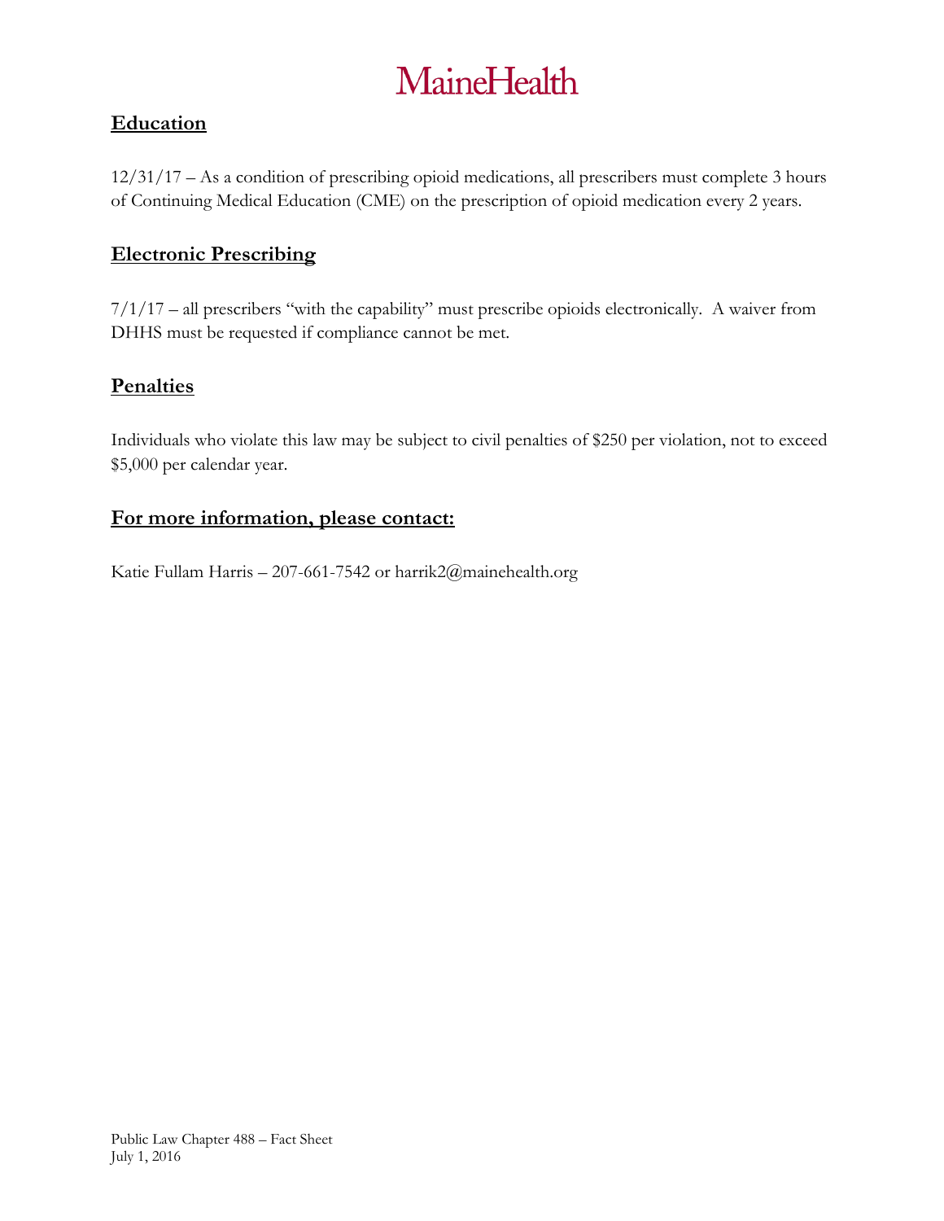# MaineHealth

## Education

12/31/17 – As a condition of prescribing opioid medications, all prescribers must complete 3 hours of Continuing Medical Education (CME) on the prescription of opioid medication every 2 years.

## Electronic Prescribing

7/1/17 – all prescribers "with the capability" must prescribe opioids electronically. A waiver from DHHS must be requested if compliance cannot be met.

## Penalties

Individuals who violate this law may be subject to civil penalties of $250 per violation, not to exceed $5,000 per calendar year.

## For more information, please contact:

Katie Fullam Harris – 207-661-7542 or harrik2@mainehealth.org